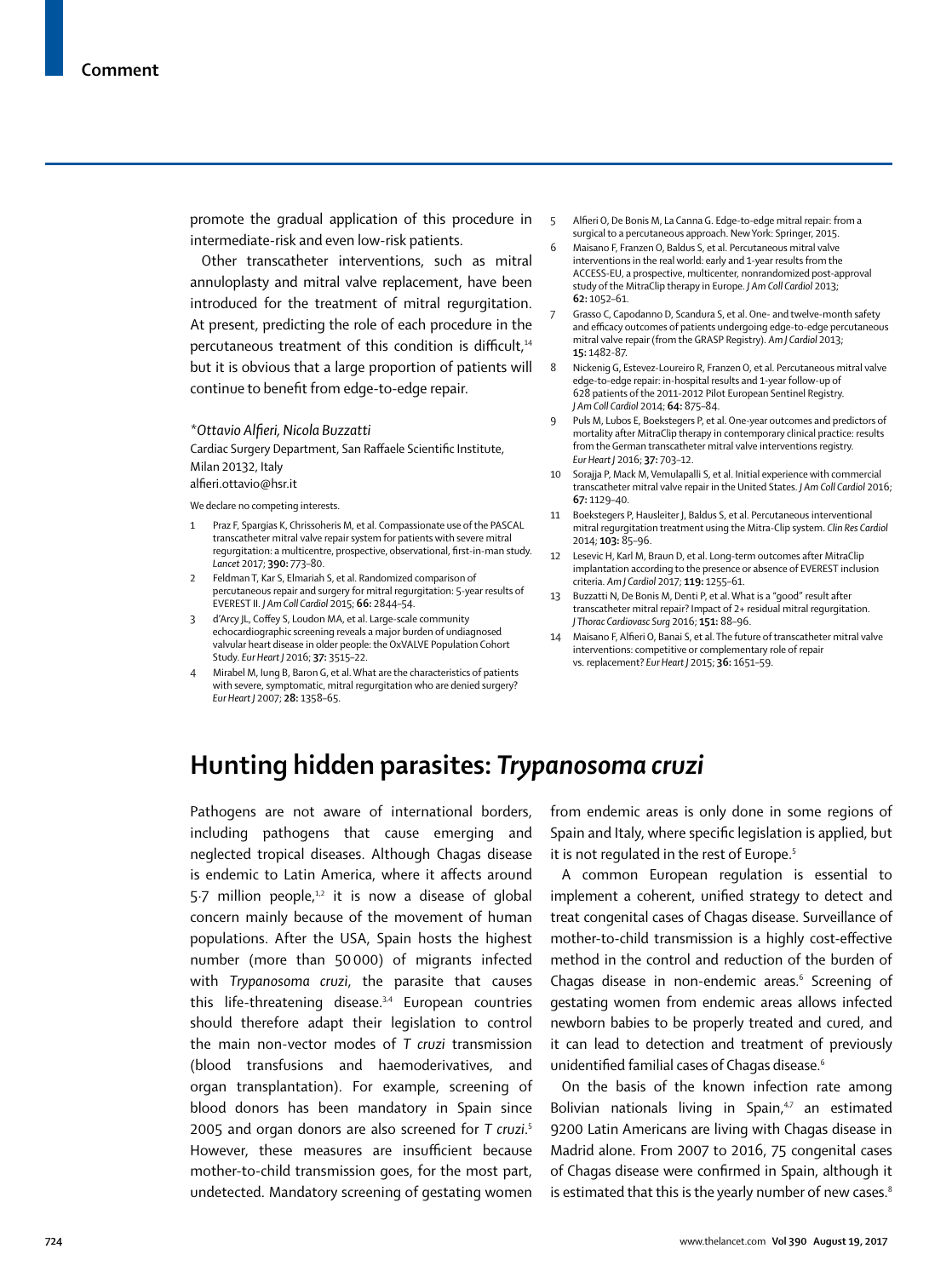promote the gradual application of this procedure in intermediate-risk and even low-risk patients.

Other transcatheter interventions, such as mitral annuloplasty and mitral valve replacement, have been introduced for the treatment of mitral regurgitation. At present, predicting the role of each procedure in the percutaneous treatment of this condition is difficult,[14] but it is obvious that a large proportion of patients will continue to benefit from edge-to-edge repair.

**Ottavio Alfieri*, Nicola Buzzatti*

Cardiac Surgery Department, San Raffaele Scientific Institute, Milan 20132, Italy
alfieri.ottavio@hsr.it

We declare no competing interests.

1. Praz F, Spargias K, Chrissoheris M, et al. Compassionate use of the PASCAL transcatheter mitral valve repair system for patients with severe mitral regurgitation: a multicentre, prospective, observational, first-in-man study. *Lancet* 2017; **390:** 773–80.
2. Feldman T, Kar S, Elmariah S, et al. Randomized comparison of percutaneous repair and surgery for mitral regurgitation: 5-year results of EVEREST II. *J Am Coll Cardiol* 2015; **66:** 2844–54.
3. d'Arcy JL, Coffey S, Loudon MA, et al. Large-scale community echocardiographic screening reveals a major burden of undiagnosed valvular heart disease in older people: the OxVALVE Population Cohort Study. *Eur Heart J* 2016; **37:** 3515–22.
4. Mirabel M, Iung B, Baron G, et al. What are the characteristics of patients with severe, symptomatic, mitral regurgitation who are denied surgery? *Eur Heart J* 2007; **28:** 1358–65.
5. Alfieri O, De Bonis M, La Canna G. Edge-to-edge mitral repair: from a surgical to a percutaneous approach. New York: Springer, 2015.
6. Maisano F, Franzen O, Baldus S, et al. Percutaneous mitral valve interventions in the real world: early and 1-year results from the ACCESS-EU, a prospective, multicenter, nonrandomized post-approval study of the MitraClip therapy in Europe. *J Am Coll Cardiol* 2013; **62:** 1052–61.
7. Grasso C, Capodanno D, Scandura S, et al. One- and twelve-month safety and efficacy outcomes of patients undergoing edge-to-edge percutaneous mitral valve repair (from the GRASP Registry). *Am J Cardiol* 2013; **15:** 1482-87.
8. Nickenig G, Estevez-Loureiro R, Franzen O, et al. Percutaneous mitral valve edge-to-edge repair: in-hospital results and 1-year follow-up of 628 patients of the 2011-2012 Pilot European Sentinel Registry. *J Am Coll Cardiol* 2014; **64:** 875–84.
9. Puls M, Lubos E, Boekstegers P, et al. One-year outcomes and predictors of mortality after MitraClip therapy in contemporary clinical practice: results from the German transcatheter mitral valve interventions registry. *Eur Heart J* 2016; **37:** 703–12.
10. Sorajja P, Mack M, Vemulapalli S, et al. Initial experience with commercial transcatheter mitral valve repair in the United States. *J Am Coll Cardiol* 2016; **67:** 1129–40.
11. Boekstegers P, Hausleiter J, Baldus S, et al. Percutaneous interventional mitral regurgitation treatment using the Mitra-Clip system. *Clin Res Cardiol* 2014; **103:** 85–96.
12. Lesevic H, Karl M, Braun D, et al. Long-term outcomes after MitraClip implantation according to the presence or absence of EVEREST inclusion criteria. *Am J Cardiol* 2017; **119:** 1255–61.
13. Buzzatti N, De Bonis M, Denti P, et al. What is a "good" result after transcatheter mitral repair? Impact of 2+ residual mitral regurgitation. *J Thorac Cardiovasc Surg* 2016; **151:** 88–96.
14. Maisano F, Alfieri O, Banai S, et al. The future of transcatheter mitral valve interventions: competitive or complementary role of repair vs. replacement? *Eur Heart J* 2015; **36:** 1651–59.

# Hunting hidden parasites: *Trypanosoma cruzi*

Pathogens are not aware of international borders, including pathogens that cause emerging and neglected tropical diseases. Although Chagas disease is endemic to Latin America, where it affects around 5·7 million people,[1,2] it is now a disease of global concern mainly because of the movement of human populations. After the USA, Spain hosts the highest number (more than 50 000) of migrants infected with *Trypanosoma cruzi*, the parasite that causes this life-threatening disease.[3,4] European countries should therefore adapt their legislation to control the main non-vector modes of *T cruzi* transmission (blood transfusions and haemoderivatives, and organ transplantation). For example, screening of blood donors has been mandatory in Spain since 2005 and organ donors are also screened for *T cruzi*.[5] However, these measures are insufficient because mother-to-child transmission goes, for the most part, undetected. Mandatory screening of gestating women from endemic areas is only done in some regions of Spain and Italy, where specific legislation is applied, but it is not regulated in the rest of Europe.[5]

A common European regulation is essential to implement a coherent, unified strategy to detect and treat congenital cases of Chagas disease. Surveillance of mother-to-child transmission is a highly cost-effective method in the control and reduction of the burden of Chagas disease in non-endemic areas.[6] Screening of gestating women from endemic areas allows infected newborn babies to be properly treated and cured, and it can lead to detection and treatment of previously unidentified familial cases of Chagas disease.[6]

On the basis of the known infection rate among Bolivian nationals living in Spain,[4,7] an estimated 9200 Latin Americans are living with Chagas disease in Madrid alone. From 2007 to 2016, 75 congenital cases of Chagas disease were confirmed in Spain, although it is estimated that this is the yearly number of new cases.[8]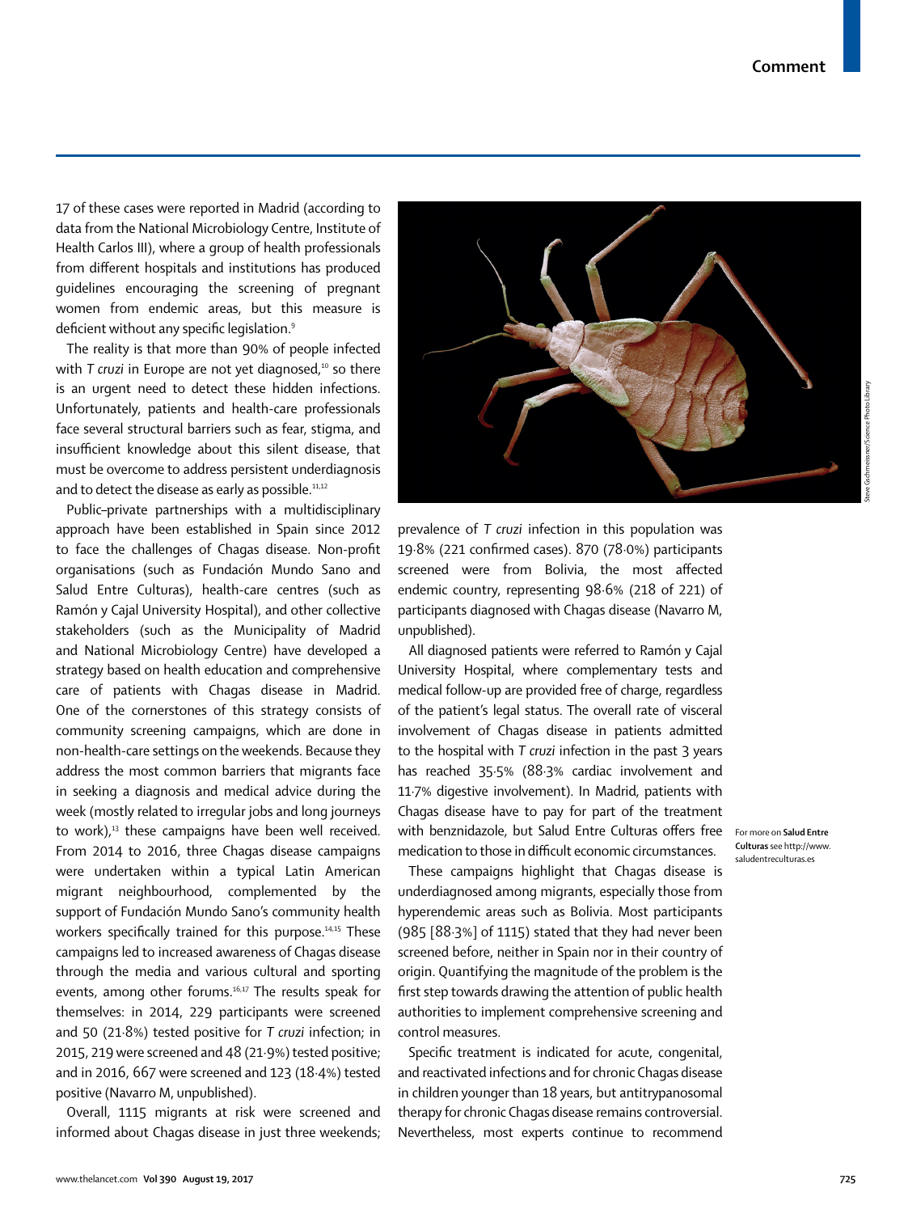17 of these cases were reported in Madrid (according to data from the National Microbiology Centre, Institute of Health Carlos III), where a group of health professionals from different hospitals and institutions has produced guidelines encouraging the screening of pregnant women from endemic areas, but this measure is deficient without any specific legislation.[9]

The reality is that more than 90% of people infected with *T cruzi* in Europe are not yet diagnosed,[10] so there is an urgent need to detect these hidden infections. Unfortunately, patients and health-care professionals face several structural barriers such as fear, stigma, and insufficient knowledge about this silent disease, that must be overcome to address persistent underdiagnosis and to detect the disease as early as possible.[11,12]

Public–private partnerships with a multidisciplinary approach have been established in Spain since 2012 to face the challenges of Chagas disease. Non-profit organisations (such as Fundación Mundo Sano and Salud Entre Culturas), health-care centres (such as Ramón y Cajal University Hospital), and other collective stakeholders (such as the Municipality of Madrid and National Microbiology Centre) have developed a strategy based on health education and comprehensive care of patients with Chagas disease in Madrid. One of the cornerstones of this strategy consists of community screening campaigns, which are done in non-health-care settings on the weekends. Because they address the most common barriers that migrants face in seeking a diagnosis and medical advice during the week (mostly related to irregular jobs and long journeys to work),[13] these campaigns have been well received. From 2014 to 2016, three Chagas disease campaigns were undertaken within a typical Latin American migrant neighbourhood, complemented by the support of Fundación Mundo Sano's community health workers specifically trained for this purpose.[14,15] These campaigns led to increased awareness of Chagas disease through the media and various cultural and sporting events, among other forums.[16,17] The results speak for themselves: in 2014, 229 participants were screened and 50 (21·8%) tested positive for *T cruzi* infection; in 2015, 219 were screened and 48 (21·9%) tested positive; and in 2016, 667 were screened and 123 (18·4%) tested positive (Navarro M, unpublished).

Overall, 1115 migrants at risk were screened and informed about Chagas disease in just three weekends; prevalence of *T cruzi* infection in this population was 19·8% (221 confirmed cases). 870 (78·0%) participants screened were from Bolivia, the most affected endemic country, representing 98·6% (218 of 221) of participants diagnosed with Chagas disease (Navarro M, unpublished).

All diagnosed patients were referred to Ramón y Cajal University Hospital, where complementary tests and medical follow-up are provided free of charge, regardless of the patient's legal status. The overall rate of visceral involvement of Chagas disease in patients admitted to the hospital with *T cruzi* infection in the past 3 years has reached 35·5% (88·3% cardiac involvement and 11·7% digestive involvement). In Madrid, patients with Chagas disease have to pay for part of the treatment with benznidazole, but Salud Entre Culturas offers free medication to those in difficult economic circumstances.

For more on **Salud Entre Culturas** see http://www.saludentreculturas.es

These campaigns highlight that Chagas disease is underdiagnosed among migrants, especially those from hyperendemic areas such as Bolivia. Most participants (985 [88·3%] of 1115) stated that they had never been screened before, neither in Spain nor in their country of origin. Quantifying the magnitude of the problem is the first step towards drawing the attention of public health authorities to implement comprehensive screening and control measures.

Specific treatment is indicated for acute, congenital, and reactivated infections and for chronic Chagas disease in children younger than 18 years, but antitrypanosomal therapy for chronic Chagas disease remains controversial. Nevertheless, most experts continue to recommend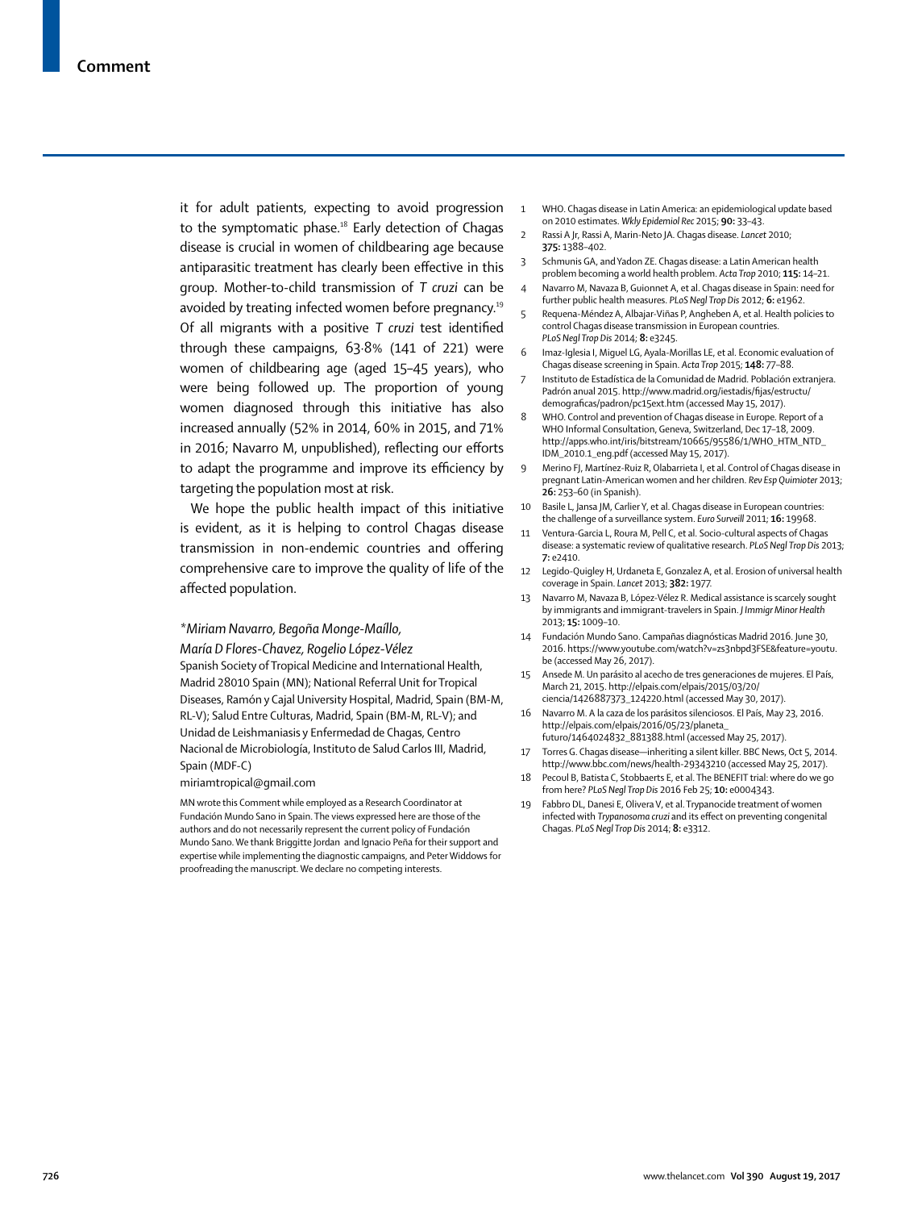it for adult patients, expecting to avoid progression to the symptomatic phase.[18] Early detection of Chagas disease is crucial in women of childbearing age because antiparasitic treatment has clearly been effective in this group. Mother-to-child transmission of *T cruzi* can be avoided by treating infected women before pregnancy.[19] Of all migrants with a positive *T cruzi* test identified through these campaigns, 63·8% (141 of 221) were women of childbearing age (aged 15–45 years), who were being followed up. The proportion of young women diagnosed through this initiative has also increased annually (52% in 2014, 60% in 2015, and 71% in 2016; Navarro M, unpublished), reflecting our efforts to adapt the programme and improve its efficiency by targeting the population most at risk.

We hope the public health impact of this initiative is evident, as it is helping to control Chagas disease transmission in non-endemic countries and offering comprehensive care to improve the quality of life of the affected population.

*\*Miriam Navarro, Begoña Monge-Maíllo, María D Flores-Chavez, Rogelio López-Vélez*

Spanish Society of Tropical Medicine and International Health, Madrid 28010 Spain (MN); National Referral Unit for Tropical Diseases, Ramón y Cajal University Hospital, Madrid, Spain (BM-M, RL-V); Salud Entre Culturas, Madrid, Spain (BM-M, RL-V); and Unidad de Leishmaniasis y Enfermedad de Chagas, Centro Nacional de Microbiología, Instituto de Salud Carlos III, Madrid, Spain (MDF-C)

miriamtropical@gmail.com

MN wrote this Comment while employed as a Research Coordinator at Fundación Mundo Sano in Spain. The views expressed here are those of the authors and do not necessarily represent the current policy of Fundación Mundo Sano. We thank Briggitte Jordan and Ignacio Peña for their support and expertise while implementing the diagnostic campaigns, and Peter Widdows for proofreading the manuscript. We declare no competing interests.

1. WHO. Chagas disease in Latin America: an epidemiological update based on 2010 estimates. *Wkly Epidemiol Rec* 2015; **90:** 33–43.
2. Rassi A Jr, Rassi A, Marin-Neto JA. Chagas disease. *Lancet* 2010; **375:** 1388–402.
3. Schmunis GA, and Yadon ZE. Chagas disease: a Latin American health problem becoming a world health problem. *Acta Trop* 2010; **115:** 14–21.
4. Navarro M, Navaza B, Guionnet A, et al. Chagas disease in Spain: need for further public health measures. *PLoS Negl Trop Dis* 2012; **6:** e1962.
5. Requena-Méndez A, Albajar-Viñas P, Angheben A, et al. Health policies to control Chagas disease transmission in European countries. *PLoS Negl Trop Dis* 2014; **8:** e3245.
6. Imaz-Iglesia I, Miguel LG, Ayala-Morillas LE, et al. Economic evaluation of Chagas disease screening in Spain. *Acta Trop* 2015; **148:** 77–88.
7. Instituto de Estadística de la Comunidad de Madrid. Población extranjera. Padrón anual 2015. http://www.madrid.org/iestadis/fijas/estructu/demograficas/padron/pc15ext.htm (accessed May 15, 2017).
8. WHO. Control and prevention of Chagas disease in Europe. Report of a WHO Informal Consultation, Geneva, Switzerland, Dec 17–18, 2009. http://apps.who.int/iris/bitstream/10665/95586/1/WHO_HTM_NTD_IDM_2010.1_eng.pdf (accessed May 15, 2017).
9. Merino FJ, Martínez-Ruiz R, Olabarrieta I, et al. Control of Chagas disease in pregnant Latin-American women and her children. *Rev Esp Quimioter* 2013; **26:** 253–60 (in Spanish).
10. Basile L, Jansa JM, Carlier Y, et al. Chagas disease in European countries: the challenge of a surveillance system. *Euro Surveill* 2011; **16:** 19968.
11. Ventura-Garcia L, Roura M, Pell C, et al. Socio-cultural aspects of Chagas disease: a systematic review of qualitative research. *PLoS Negl Trop Dis* 2013; **7:** e2410.
12. Legido-Quigley H, Urdaneta E, Gonzalez A, et al. Erosion of universal health coverage in Spain. *Lancet* 2013; **382:** 1977.
13. Navarro M, Navaza B, López-Vélez R. Medical assistance is scarcely sought by immigrants and immigrant-travelers in Spain. *J Immigr Minor Health* 2013; **15:** 1009–10.
14. Fundación Mundo Sano. Campañas diagnósticas Madrid 2016. June 30, 2016. https://www.youtube.com/watch?v=zs3nbpd3FSE&feature=youtu.be (accessed May 26, 2017).
15. Ansede M. Un parásito al acecho de tres generaciones de mujeres. El País, March 21, 2015. http://elpais.com/elpais/2015/03/20/ciencia/1426887373_124220.html (accessed May 30, 2017).
16. Navarro M. A la caza de los parásitos silenciosos. El País, May 23, 2016. http://elpais.com/elpais/2016/05/23/planeta_futuro/1464024832_881388.html (accessed May 25, 2017).
17. Torres G. Chagas disease—inheriting a silent killer. BBC News, Oct 5, 2014. http://www.bbc.com/news/health-29343210 (accessed May 25, 2017).
18. Pecoul B, Batista C, Stobbaerts E, et al. The BENEFIT trial: where do we go from here? *PLoS Negl Trop Dis* 2016 Feb 25; **10:** e0004343.
19. Fabbro DL, Danesi E, Olivera V, et al. Trypanocide treatment of women infected with *Trypanosoma cruzi* and its effect on preventing congenital Chagas. *PLoS Negl Trop Dis* 2014; **8:** e3312.